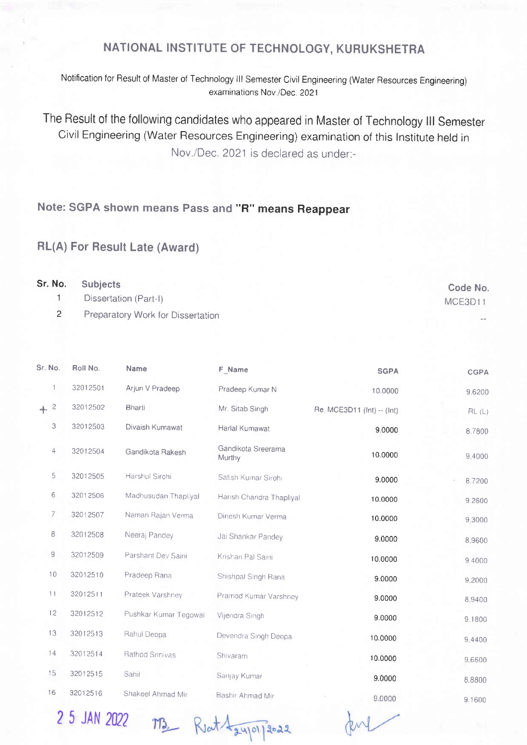# NATIONAL INSTITUTE OF TECHNOLOGY, KURUKSHETRA

Notification for Result of Master of Technology III Semester Civil Engineering (Water Resources Engineering) examinations Nov./Dec. 2021

The Result of the following candidates who appeared in Master of Technology III Semester Civil Engineering (Water Resources Engineering) examination of this Institute held in Nov./Dec. 2021 is declared as under:-

**Note: SGPA shown means Pass and "R" means Reappear**

**RL(A) For Result Late (Award)**

| Sr. No. | Subjects | Code No. |
|---|---|---|
| 1 | Dissertation (Part-I) | MCE3D11 |
| 2 | Preparatory Work for Dissertation | -- |

| Sr. No. | Roll No. | Name | F_Name | SGPA | CGPA |
|---|---|---|---|---|---|
| 1 | 32012501 | Arjun V Pradeep | Pradeep Kumar N | 10.0000 | 9.6200 |
| + 2 | 32012502 | Bharti | Mr. Sitab Singh | Re. MCE3D11 (Int) -- (Int) | RL (L) |
| 3 | 32012503 | Divaish Kumawat | Harlal Kumawat | 9.0000 | 8.7800 |
| 4 | 32012504 | Gandikota Rakesh | Gandikota Sreerama Murthy | 10.0000 | 9.4000 |
| 5 | 32012505 | Harshul Sirohi | Satish Kumar Sirohi | 9.0000 | 8.7200 |
| 6 | 32012506 | Madhusudan Thapliyal | Harish Chandra Thapliyal | 10.0000 | 9.2600 |
| 7 | 32012507 | Naman Rajan Verma | Dinesh Kumar Verma | 10.0000 | 9.3000 |
| 8 | 32012508 | Neeraj Pandey | Jai Shankar Pandey | 9.0000 | 8.9600 |
| 9 | 32012509 | Parshant Dev Saini | Krishan Pal Saini | 10.0000 | 9.4000 |
| 10 | 32012510 | Pradeep Rana | Shishpal Singh Rana | 9.0000 | 9.2000 |
| 11 | 32012511 | Prateek Varshney | Pramod Kumar Varshney | 9.0000 | 8.9400 |
| 12 | 32012512 | Pushkar Kumar Tegowal | Vijendra Singh | 9.0000 | 9.1800 |
| 13 | 32012513 | Rahul Deopa | Devendra Singh Deopa | 10.0000 | 9.4400 |
| 14 | 32012514 | Rathod Srinivas | Shivaram | 10.0000 | 9.6600 |
| 15 | 32012515 | Sahil | Sanjay Kumar | 9.0000 | 8.8800 |
| 16 | 32012516 | Shakeel Ahmad Mir | Bashir Ahmad Mir | 9.0000 | 9.1600 |

25 JAN 2022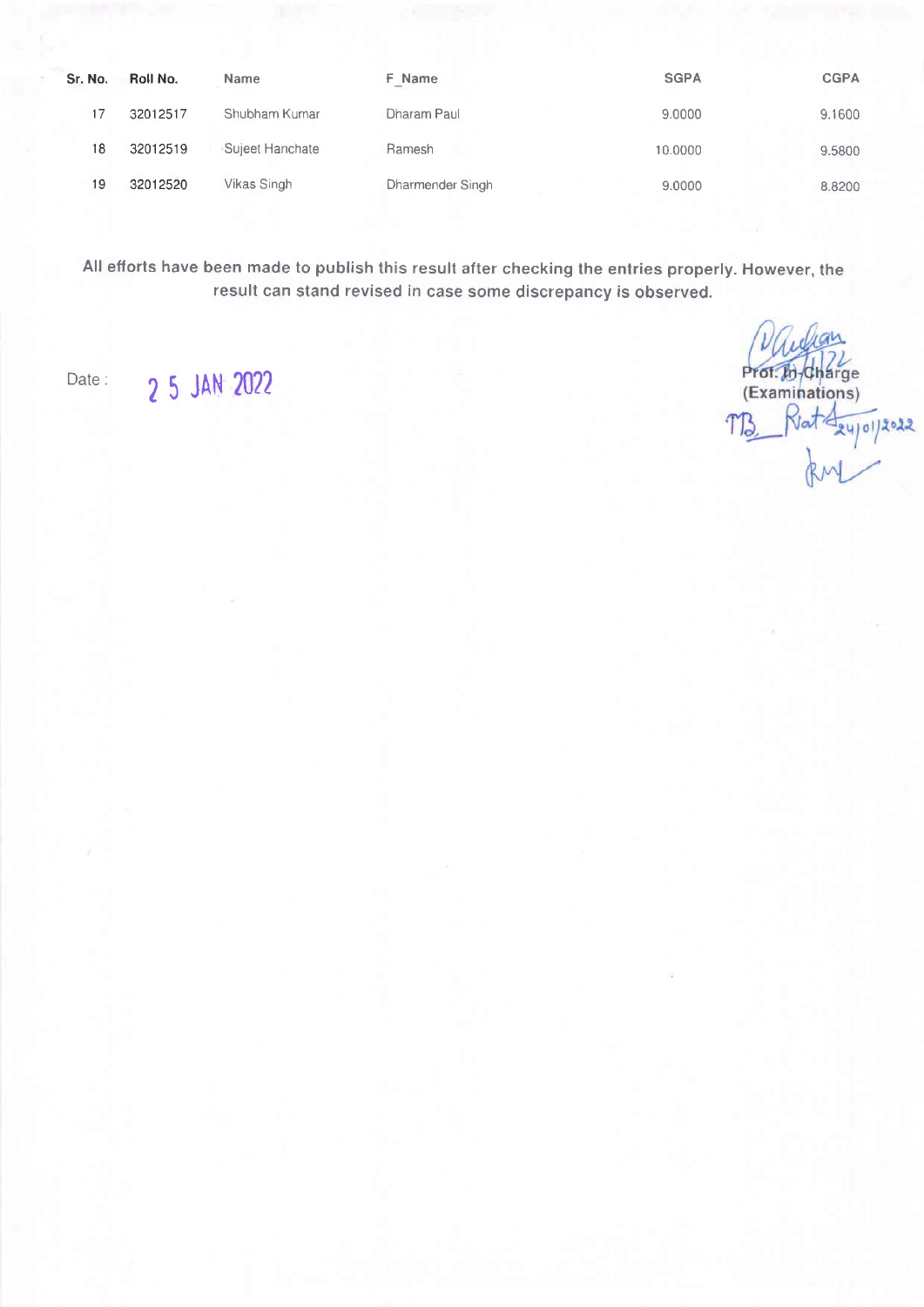| Sr. No. | Roll No. | Name | F_Name | SGPA | CGPA |
|---|---|---|---|---|---|
| 17 | 32012517 | Shubham Kumar | Dharam Paul | 9.0000 | 9.1600 |
| 18 | 32012519 | Sujeet Hanchate | Ramesh | 10.0000 | 9.5800 |
| 19 | 32012520 | Vikas Singh | Dharmender Singh | 9.0000 | 8.8200 |

**All efforts have been made to publish this result after checking the entries properly. However, the result can stand revised in case some discrepancy is observed.**

Date : 25 JAN 2022

Prof. In-Charge
(Examinations)